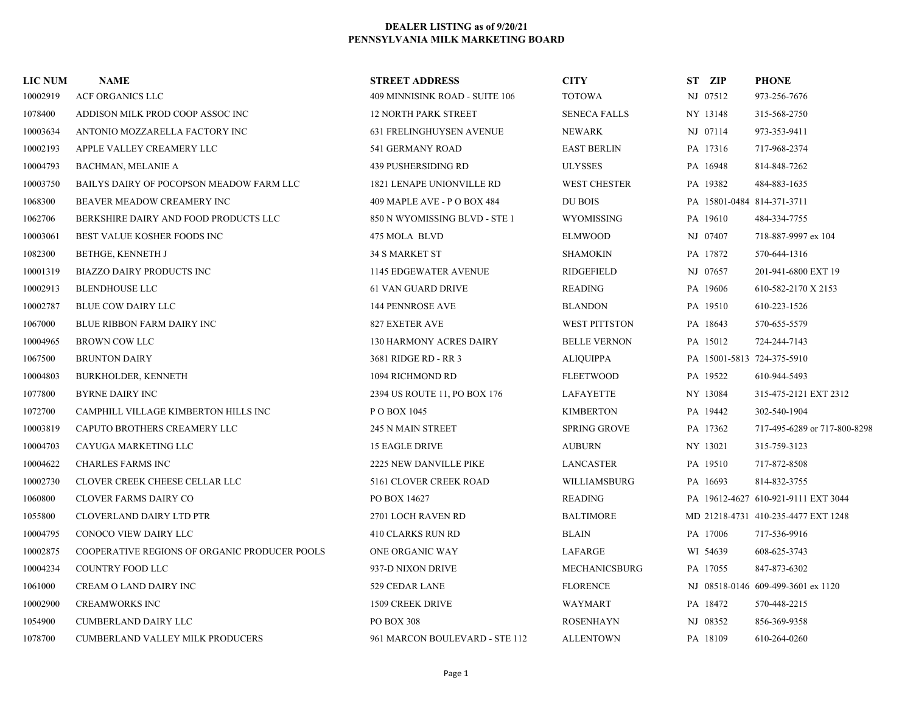**DEALER LISTING as of 9/20/21**
**PENNSYLVANIA MILK MARKETING BOARD**

| LIC NUM | NAME | STREET ADDRESS | CITY | ST | ZIP | PHONE |
|---|---|---|---|---|---|---|
| 10002919 | ACF ORGANICS LLC | 409 MINNISINK ROAD - SUITE 106 | TOTOWA | NJ | 07512 | 973-256-7676 |
| 1078400 | ADDISON MILK PROD COOP ASSOC INC | 12 NORTH PARK STREET | SENECA FALLS | NY | 13148 | 315-568-2750 |
| 10003634 | ANTONIO MOZZARELLA FACTORY INC | 631 FRELINGHUYSEN AVENUE | NEWARK | NJ | 07114 | 973-353-9411 |
| 10002193 | APPLE VALLEY CREAMERY LLC | 541 GERMANY ROAD | EAST BERLIN | PA | 17316 | 717-968-2374 |
| 10004793 | BACHMAN, MELANIE A | 439 PUSHERSIDING RD | ULYSSES | PA | 16948 | 814-848-7262 |
| 10003750 | BAILYS DAIRY OF POCOPSON MEADOW FARM LLC | 1821 LENAPE UNIONVILLE RD | WEST CHESTER | PA | 19382 | 484-883-1635 |
| 1068300 | BEAVER MEADOW CREAMERY INC | 409 MAPLE AVE - P O BOX 484 | DU BOIS | PA | 15801-0484 | 814-371-3711 |
| 1062706 | BERKSHIRE DAIRY AND FOOD PRODUCTS LLC | 850 N WYOMISSING BLVD - STE 1 | WYOMISSING | PA | 19610 | 484-334-7755 |
| 10003061 | BEST VALUE KOSHER FOODS INC | 475 MOLA BLVD | ELMWOOD | NJ | 07407 | 718-887-9997 ex 104 |
| 1082300 | BETHGE, KENNETH J | 34 S MARKET ST | SHAMOKIN | PA | 17872 | 570-644-1316 |
| 10001319 | BIAZZO DAIRY PRODUCTS INC | 1145 EDGEWATER AVENUE | RIDGEFIELD | NJ | 07657 | 201-941-6800 EXT 19 |
| 10002913 | BLENDHOUSE LLC | 61 VAN GUARD DRIVE | READING | PA | 19606 | 610-582-2170 X 2153 |
| 10002787 | BLUE COW DAIRY LLC | 144 PENNROSE AVE | BLANDON | PA | 19510 | 610-223-1526 |
| 1067000 | BLUE RIBBON FARM DAIRY INC | 827 EXETER AVE | WEST PITTSTON | PA | 18643 | 570-655-5579 |
| 10004965 | BROWN COW LLC | 130 HARMONY ACRES DAIRY | BELLE VERNON | PA | 15012 | 724-244-7143 |
| 1067500 | BRUNTON DAIRY | 3681 RIDGE RD - RR 3 | ALIQUIPPA | PA | 15001-5813 | 724-375-5910 |
| 10004803 | BURKHOLDER, KENNETH | 1094 RICHMOND RD | FLEETWOOD | PA | 19522 | 610-944-5493 |
| 1077800 | BYRNE DAIRY INC | 2394 US ROUTE 11, PO BOX 176 | LAFAYETTE | NY | 13084 | 315-475-2121 EXT 2312 |
| 1072700 | CAMPHILL VILLAGE KIMBERTON HILLS INC | P O BOX 1045 | KIMBERTON | PA | 19442 | 302-540-1904 |
| 10003819 | CAPUTO BROTHERS CREAMERY LLC | 245 N MAIN STREET | SPRING GROVE | PA | 17362 | 717-495-6289 or 717-800-8298 |
| 10004703 | CAYUGA MARKETING LLC | 15 EAGLE DRIVE | AUBURN | NY | 13021 | 315-759-3123 |
| 10004622 | CHARLES FARMS INC | 2225 NEW DANVILLE PIKE | LANCASTER | PA | 19510 | 717-872-8508 |
| 10002730 | CLOVER CREEK CHEESE CELLAR LLC | 5161 CLOVER CREEK ROAD | WILLIAMSBURG | PA | 16693 | 814-832-3755 |
| 1060800 | CLOVER FARMS DAIRY CO | PO BOX 14627 | READING | PA | 19612-4627 | 610-921-9111 EXT 3044 |
| 1055800 | CLOVERLAND DAIRY LTD PTR | 2701 LOCH RAVEN RD | BALTIMORE | MD | 21218-4731 | 410-235-4477 EXT 1248 |
| 10004795 | CONOCO VIEW DAIRY LLC | 410 CLARKS RUN RD | BLAIN | PA | 17006 | 717-536-9916 |
| 10002875 | COOPERATIVE REGIONS OF ORGANIC PRODUCER POOLS | ONE ORGANIC WAY | LAFARGE | WI | 54639 | 608-625-3743 |
| 10004234 | COUNTRY FOOD LLC | 937-D NIXON DRIVE | MECHANICSBURG | PA | 17055 | 847-873-6302 |
| 1061000 | CREAM O LAND DAIRY INC | 529 CEDAR LANE | FLORENCE | NJ | 08518-0146 | 609-499-3601 ex 1120 |
| 10002900 | CREAMWORKS INC | 1509 CREEK DRIVE | WAYMART | PA | 18472 | 570-448-2215 |
| 1054900 | CUMBERLAND DAIRY LLC | PO BOX 308 | ROSENHAYN | NJ | 08352 | 856-369-9358 |
| 1078700 | CUMBERLAND VALLEY MILK PRODUCERS | 961 MARCON BOULEVARD - STE 112 | ALLENTOWN | PA | 18109 | 610-264-0260 |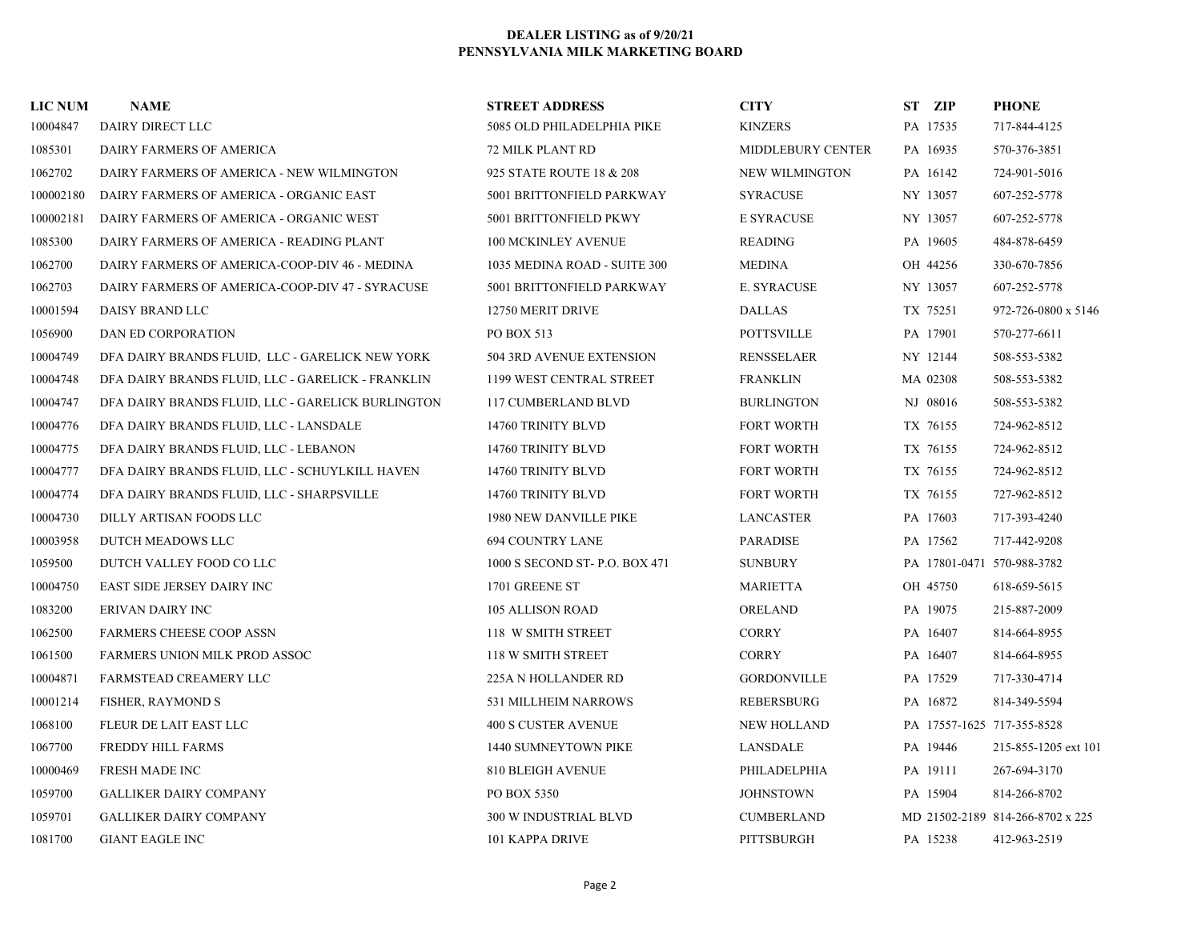**DEALER LISTING as of 9/20/21**
**PENNSYLVANIA MILK MARKETING BOARD**

| LIC NUM | NAME | STREET ADDRESS | CITY | ST ZIP | PHONE |
|---|---|---|---|---|---|
| 10004847 | DAIRY DIRECT LLC | 5085 OLD PHILADELPHIA PIKE | KINZERS | PA 17535 | 717-844-4125 |
| 1085301 | DAIRY FARMERS OF AMERICA | 72 MILK PLANT RD | MIDDLEBURY CENTER | PA 16935 | 570-376-3851 |
| 1062702 | DAIRY FARMERS OF AMERICA - NEW WILMINGTON | 925 STATE ROUTE 18 & 208 | NEW WILMINGTON | PA 16142 | 724-901-5016 |
| 100002180 | DAIRY FARMERS OF AMERICA - ORGANIC EAST | 5001 BRITTONFIELD PARKWAY | SYRACUSE | NY 13057 | 607-252-5778 |
| 100002181 | DAIRY FARMERS OF AMERICA - ORGANIC WEST | 5001 BRITTONFIELD PKWY | E SYRACUSE | NY 13057 | 607-252-5778 |
| 1085300 | DAIRY FARMERS OF AMERICA - READING PLANT | 100 MCKINLEY AVENUE | READING | PA 19605 | 484-878-6459 |
| 1062700 | DAIRY FARMERS OF AMERICA-COOP-DIV 46 - MEDINA | 1035 MEDINA ROAD - SUITE 300 | MEDINA | OH 44256 | 330-670-7856 |
| 1062703 | DAIRY FARMERS OF AMERICA-COOP-DIV 47 - SYRACUSE | 5001 BRITTONFIELD PARKWAY | E. SYRACUSE | NY 13057 | 607-252-5778 |
| 10001594 | DAISY BRAND LLC | 12750 MERIT DRIVE | DALLAS | TX 75251 | 972-726-0800 x 5146 |
| 1056900 | DAN ED CORPORATION | PO BOX 513 | POTTSVILLE | PA 17901 | 570-277-6611 |
| 10004749 | DFA DAIRY BRANDS FLUID, LLC - GARELICK NEW YORK | 504 3RD AVENUE EXTENSION | RENSSELAER | NY 12144 | 508-553-5382 |
| 10004748 | DFA DAIRY BRANDS FLUID, LLC - GARELICK - FRANKLIN | 1199 WEST CENTRAL STREET | FRANKLIN | MA 02308 | 508-553-5382 |
| 10004747 | DFA DAIRY BRANDS FLUID, LLC - GARELICK BURLINGTON | 117 CUMBERLAND BLVD | BURLINGTON | NJ 08016 | 508-553-5382 |
| 10004776 | DFA DAIRY BRANDS FLUID, LLC - LANSDALE | 14760 TRINITY BLVD | FORT WORTH | TX 76155 | 724-962-8512 |
| 10004775 | DFA DAIRY BRANDS FLUID, LLC - LEBANON | 14760 TRINITY BLVD | FORT WORTH | TX 76155 | 724-962-8512 |
| 10004777 | DFA DAIRY BRANDS FLUID, LLC - SCHUYLKILL HAVEN | 14760 TRINITY BLVD | FORT WORTH | TX 76155 | 724-962-8512 |
| 10004774 | DFA DAIRY BRANDS FLUID, LLC - SHARPSVILLE | 14760 TRINITY BLVD | FORT WORTH | TX 76155 | 727-962-8512 |
| 10004730 | DILLY ARTISAN FOODS LLC | 1980 NEW DANVILLE PIKE | LANCASTER | PA 17603 | 717-393-4240 |
| 10003958 | DUTCH MEADOWS LLC | 694 COUNTRY LANE | PARADISE | PA 17562 | 717-442-9208 |
| 1059500 | DUTCH VALLEY FOOD CO LLC | 1000 S SECOND ST- P.O. BOX 471 | SUNBURY | PA 17801-0471 | 570-988-3782 |
| 10004750 | EAST SIDE JERSEY DAIRY INC | 1701 GREENE ST | MARIETTA | OH 45750 | 618-659-5615 |
| 1083200 | ERIVAN DAIRY INC | 105 ALLISON ROAD | ORELAND | PA 19075 | 215-887-2009 |
| 1062500 | FARMERS CHEESE COOP ASSN | 118 W SMITH STREET | CORRY | PA 16407 | 814-664-8955 |
| 1061500 | FARMERS UNION MILK PROD ASSOC | 118 W SMITH STREET | CORRY | PA 16407 | 814-664-8955 |
| 10004871 | FARMSTEAD CREAMERY LLC | 225A N HOLLANDER RD | GORDONVILLE | PA 17529 | 717-330-4714 |
| 10001214 | FISHER, RAYMOND S | 531 MILLHEIM NARROWS | REBERSBURG | PA 16872 | 814-349-5594 |
| 1068100 | FLEUR DE LAIT EAST LLC | 400 S CUSTER AVENUE | NEW HOLLAND | PA 17557-1625 | 717-355-8528 |
| 1067700 | FREDDY HILL FARMS | 1440 SUMNEYTOWN PIKE | LANSDALE | PA 19446 | 215-855-1205 ext 101 |
| 10000469 | FRESH MADE INC | 810 BLEIGH AVENUE | PHILADELPHIA | PA 19111 | 267-694-3170 |
| 1059700 | GALLIKER DAIRY COMPANY | PO BOX 5350 | JOHNSTOWN | PA 15904 | 814-266-8702 |
| 1059701 | GALLIKER DAIRY COMPANY | 300 W INDUSTRIAL BLVD | CUMBERLAND | MD 21502-2189 | 814-266-8702 x 225 |
| 1081700 | GIANT EAGLE INC | 101 KAPPA DRIVE | PITTSBURGH | PA 15238 | 412-963-2519 |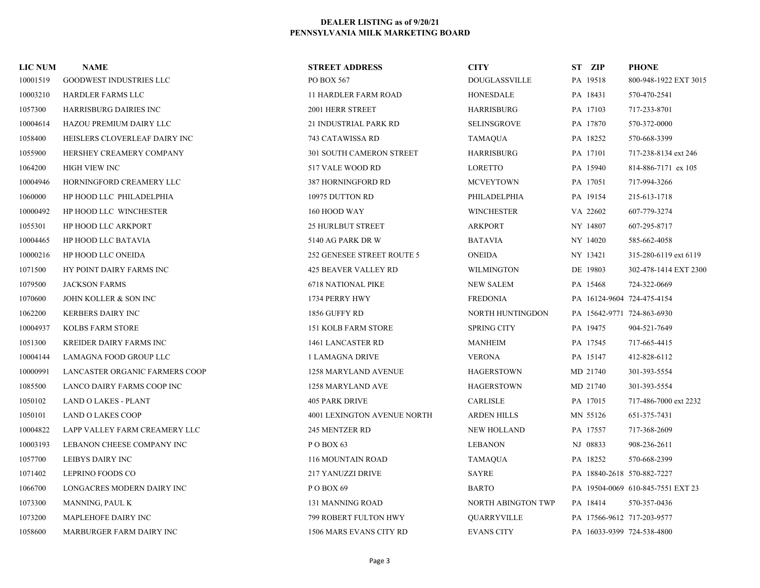**DEALER LISTING as of 9/20/21**
**PENNSYLVANIA MILK MARKETING BOARD**

| LIC NUM | NAME | STREET ADDRESS | CITY | ST | ZIP | PHONE |
|---|---|---|---|---|---|---|
| 10001519 | GOODWEST INDUSTRIES LLC | PO BOX 567 | DOUGLASSVILLE | PA | 19518 | 800-948-1922 EXT 3015 |
| 10003210 | HARDLER FARMS LLC | 11 HARDLER FARM ROAD | HONESDALE | PA | 18431 | 570-470-2541 |
| 1057300 | HARRISBURG DAIRIES INC | 2001 HERR STREET | HARRISBURG | PA | 17103 | 717-233-8701 |
| 10004614 | HAZOU PREMIUM DAIRY LLC | 21 INDUSTRIAL PARK RD | SELINSGROVE | PA | 17870 | 570-372-0000 |
| 1058400 | HEISLERS CLOVERLEAF DAIRY INC | 743 CATAWISSA RD | TAMAQUA | PA | 18252 | 570-668-3399 |
| 1055900 | HERSHEY CREAMERY COMPANY | 301 SOUTH CAMERON STREET | HARRISBURG | PA | 17101 | 717-238-8134 ext 246 |
| 1064200 | HIGH VIEW INC | 517 VALE WOOD RD | LORETTO | PA | 15940 | 814-886-7171 ex 105 |
| 10004946 | HORNINGFORD CREAMERY LLC | 387 HORNINGFORD RD | MCVEYTOWN | PA | 17051 | 717-994-3266 |
| 1060000 | HP HOOD LLC PHILADELPHIA | 10975 DUTTON RD | PHILADELPHIA | PA | 19154 | 215-613-1718 |
| 10000492 | HP HOOD LLC WINCHESTER | 160 HOOD WAY | WINCHESTER | VA | 22602 | 607-779-3274 |
| 1055301 | HP HOOD LLC ARKPORT | 25 HURLBUT STREET | ARKPORT | NY | 14807 | 607-295-8717 |
| 10004465 | HP HOOD LLC BATAVIA | 5140 AG PARK DR W | BATAVIA | NY | 14020 | 585-662-4058 |
| 10000216 | HP HOOD LLC ONEIDA | 252 GENESEE STREET ROUTE 5 | ONEIDA | NY | 13421 | 315-280-6119 ext 6119 |
| 1071500 | HY POINT DAIRY FARMS INC | 425 BEAVER VALLEY RD | WILMINGTON | DE | 19803 | 302-478-1414 EXT 2300 |
| 1079500 | JACKSON FARMS | 6718 NATIONAL PIKE | NEW SALEM | PA | 15468 | 724-322-0669 |
| 1070600 | JOHN KOLLER & SON INC | 1734 PERRY HWY | FREDONIA | PA | 16124-9604 | 724-475-4154 |
| 1062200 | KERBERS DAIRY INC | 1856 GUFFY RD | NORTH HUNTINGDON | PA | 15642-9771 | 724-863-6930 |
| 10004937 | KOLBS FARM STORE | 151 KOLB FARM STORE | SPRING CITY | PA | 19475 | 904-521-7649 |
| 1051300 | KREIDER DAIRY FARMS INC | 1461 LANCASTER RD | MANHEIM | PA | 17545 | 717-665-4415 |
| 10004144 | LAMAGNA FOOD GROUP LLC | 1 LAMAGNA DRIVE | VERONA | PA | 15147 | 412-828-6112 |
| 10000991 | LANCASTER ORGANIC FARMERS COOP | 1258 MARYLAND AVENUE | HAGERSTOWN | MD | 21740 | 301-393-5554 |
| 1085500 | LANCO DAIRY FARMS COOP INC | 1258 MARYLAND AVE | HAGERSTOWN | MD | 21740 | 301-393-5554 |
| 1050102 | LAND O LAKES - PLANT | 405 PARK DRIVE | CARLISLE | PA | 17015 | 717-486-7000 ext 2232 |
| 1050101 | LAND O LAKES COOP | 4001 LEXINGTON AVENUE NORTH | ARDEN HILLS | MN | 55126 | 651-375-7431 |
| 10004822 | LAPP VALLEY FARM CREAMERY LLC | 245 MENTZER RD | NEW HOLLAND | PA | 17557 | 717-368-2609 |
| 10003193 | LEBANON CHEESE COMPANY INC | P O BOX 63 | LEBANON | NJ | 08833 | 908-236-2611 |
| 1057700 | LEIBYS DAIRY INC | 116 MOUNTAIN ROAD | TAMAQUA | PA | 18252 | 570-668-2399 |
| 1071402 | LEPRINO FOODS CO | 217 YANUZZI DRIVE | SAYRE | PA | 18840-2618 | 570-882-7227 |
| 1066700 | LONGACRES MODERN DAIRY INC | P O BOX 69 | BARTO | PA | 19504-0069 | 610-845-7551 EXT 23 |
| 1073300 | MANNING, PAUL K | 131 MANNING ROAD | NORTH ABINGTON TWP | PA | 18414 | 570-357-0436 |
| 1073200 | MAPLEHOFE DAIRY INC | 799 ROBERT FULTON HWY | QUARRYVILLE | PA | 17566-9612 | 717-203-9577 |
| 1058600 | MARBURGER FARM DAIRY INC | 1506 MARS EVANS CITY RD | EVANS CITY | PA | 16033-9399 | 724-538-4800 |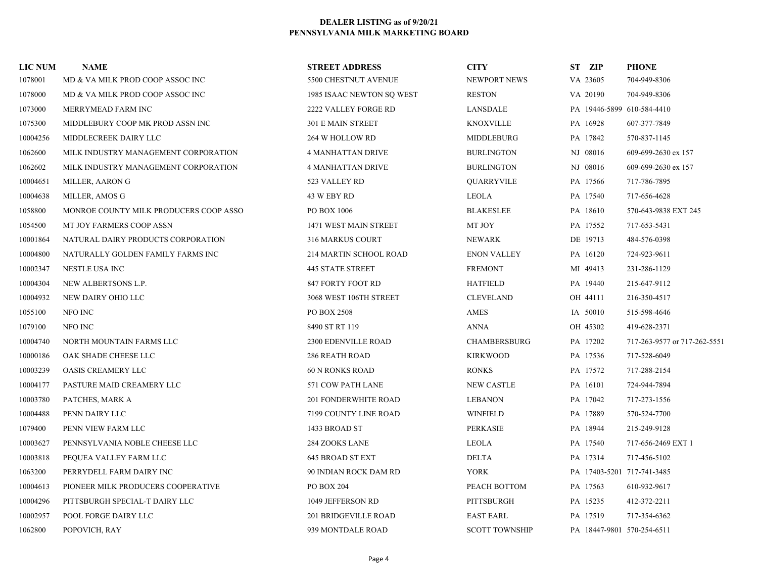**DEALER LISTING as of 9/20/21**
**PENNSYLVANIA MILK MARKETING BOARD**

| LIC NUM | NAME | STREET ADDRESS | CITY | ST | ZIP | PHONE |
|---|---|---|---|---|---|---|
| 1078001 | MD & VA MILK PROD COOP ASSOC INC | 5500 CHESTNUT AVENUE | NEWPORT NEWS | VA | 23605 | 704-949-8306 |
| 1078000 | MD & VA MILK PROD COOP ASSOC INC | 1985 ISAAC NEWTON SQ WEST | RESTON | VA | 20190 | 704-949-8306 |
| 1073000 | MERRYMEAD FARM INC | 2222 VALLEY FORGE RD | LANSDALE | PA | 19446-5899 | 610-584-4410 |
| 1075300 | MIDDLEBURY COOP MK PROD ASSN INC | 301 E MAIN STREET | KNOXVILLE | PA | 16928 | 607-377-7849 |
| 10004256 | MIDDLECREEK DAIRY LLC | 264 W HOLLOW RD | MIDDLEBURG | PA | 17842 | 570-837-1145 |
| 1062600 | MILK INDUSTRY MANAGEMENT CORPORATION | 4 MANHATTAN DRIVE | BURLINGTON | NJ | 08016 | 609-699-2630 ex 157 |
| 1062602 | MILK INDUSTRY MANAGEMENT CORPORATION | 4 MANHATTAN DRIVE | BURLINGTON | NJ | 08016 | 609-699-2630 ex 157 |
| 10004651 | MILLER, AARON G | 523 VALLEY RD | QUARRYVILE | PA | 17566 | 717-786-7895 |
| 10004638 | MILLER, AMOS G | 43 W EBY RD | LEOLA | PA | 17540 | 717-656-4628 |
| 1058800 | MONROE COUNTY MILK PRODUCERS COOP ASSO | PO BOX 1006 | BLAKESLEE | PA | 18610 | 570-643-9838 EXT 245 |
| 1054500 | MT JOY FARMERS COOP ASSN | 1471 WEST MAIN STREET | MT JOY | PA | 17552 | 717-653-5431 |
| 10001864 | NATURAL DAIRY PRODUCTS CORPORATION | 316 MARKUS COURT | NEWARK | DE | 19713 | 484-576-0398 |
| 10004800 | NATURALLY GOLDEN FAMILY FARMS INC | 214 MARTIN SCHOOL ROAD | ENON VALLEY | PA | 16120 | 724-923-9611 |
| 10002347 | NESTLE USA INC | 445 STATE STREET | FREMONT | MI | 49413 | 231-286-1129 |
| 10004304 | NEW ALBERTSONS L.P. | 847 FORTY FOOT RD | HATFIELD | PA | 19440 | 215-647-9112 |
| 10004932 | NEW DAIRY OHIO LLC | 3068 WEST 106TH STREET | CLEVELAND | OH | 44111 | 216-350-4517 |
| 1055100 | NFO INC | PO BOX 2508 | AMES | IA | 50010 | 515-598-4646 |
| 1079100 | NFO INC | 8490 ST RT 119 | ANNA | OH | 45302 | 419-628-2371 |
| 10004740 | NORTH MOUNTAIN FARMS LLC | 2300 EDENVILLE ROAD | CHAMBERSBURG | PA | 17202 | 717-263-9577 or 717-262-5551 |
| 10000186 | OAK SHADE CHEESE LLC | 286 REATH ROAD | KIRKWOOD | PA | 17536 | 717-528-6049 |
| 10003239 | OASIS CREAMERY LLC | 60 N RONKS ROAD | RONKS | PA | 17572 | 717-288-2154 |
| 10004177 | PASTURE MAID CREAMERY LLC | 571 COW PATH LANE | NEW CASTLE | PA | 16101 | 724-944-7894 |
| 10003780 | PATCHES, MARK A | 201 FONDERWHITE ROAD | LEBANON | PA | 17042 | 717-273-1556 |
| 10004488 | PENN DAIRY LLC | 7199 COUNTY LINE ROAD | WINFIELD | PA | 17889 | 570-524-7700 |
| 1079400 | PENN VIEW FARM LLC | 1433 BROAD ST | PERKASIE | PA | 18944 | 215-249-9128 |
| 10003627 | PENNSYLVANIA NOBLE CHEESE LLC | 284 ZOOKS LANE | LEOLA | PA | 17540 | 717-656-2469 EXT 1 |
| 10003818 | PEQUEA VALLEY FARM LLC | 645 BROAD ST EXT | DELTA | PA | 17314 | 717-456-5102 |
| 1063200 | PERRYDELL FARM DAIRY INC | 90 INDIAN ROCK DAM RD | YORK | PA | 17403-5201 | 717-741-3485 |
| 10004613 | PIONEER MILK PRODUCERS COOPERATIVE | PO BOX 204 | PEACH BOTTOM | PA | 17563 | 610-932-9617 |
| 10004296 | PITTSBURGH SPECIAL-T DAIRY LLC | 1049 JEFFERSON RD | PITTSBURGH | PA | 15235 | 412-372-2211 |
| 10002957 | POOL FORGE DAIRY LLC | 201 BRIDGEVILLE ROAD | EAST EARL | PA | 17519 | 717-354-6362 |
| 1062800 | POPOVICH, RAY | 939 MONTDALE ROAD | SCOTT TOWNSHIP | PA | 18447-9801 | 570-254-6511 |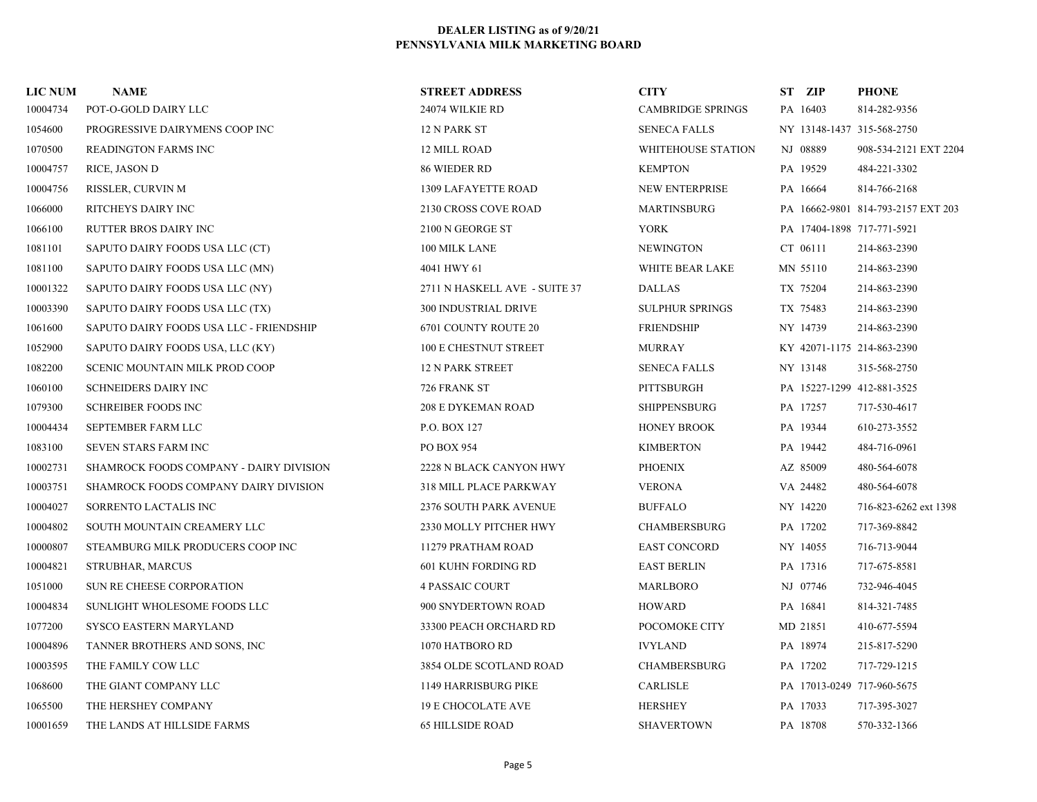**DEALER LISTING as of 9/20/21**
**PENNSYLVANIA MILK MARKETING BOARD**

| LIC NUM | NAME | STREET ADDRESS | CITY | ST | ZIP | PHONE |
|---|---|---|---|---|---|---|
| 10004734 | POT-O-GOLD DAIRY LLC | 24074 WILKIE RD | CAMBRIDGE SPRINGS | PA | 16403 | 814-282-9356 |
| 1054600 | PROGRESSIVE DAIRYMENS COOP INC | 12 N PARK ST | SENECA FALLS | NY | 13148-1437 | 315-568-2750 |
| 1070500 | READINGTON FARMS INC | 12 MILL ROAD | WHITEHOUSE STATION | NJ | 08889 | 908-534-2121 EXT 2204 |
| 10004757 | RICE, JASON D | 86 WIEDER RD | KEMPTON | PA | 19529 | 484-221-3302 |
| 10004756 | RISSLER, CURVIN M | 1309 LAFAYETTE ROAD | NEW ENTERPRISE | PA | 16664 | 814-766-2168 |
| 1066000 | RITCHEYS DAIRY INC | 2130 CROSS COVE ROAD | MARTINSBURG | PA | 16662-9801 | 814-793-2157 EXT 203 |
| 1066100 | RUTTER BROS DAIRY INC | 2100 N GEORGE ST | YORK | PA | 17404-1898 | 717-771-5921 |
| 1081101 | SAPUTO DAIRY FOODS USA LLC (CT) | 100 MILK LANE | NEWINGTON | CT | 06111 | 214-863-2390 |
| 1081100 | SAPUTO DAIRY FOODS USA LLC (MN) | 4041 HWY 61 | WHITE BEAR LAKE | MN | 55110 | 214-863-2390 |
| 10001322 | SAPUTO DAIRY FOODS USA LLC (NY) | 2711 N HASKELL AVE - SUITE 37 | DALLAS | TX | 75204 | 214-863-2390 |
| 10003390 | SAPUTO DAIRY FOODS USA LLC (TX) | 300 INDUSTRIAL DRIVE | SULPHUR SPRINGS | TX | 75483 | 214-863-2390 |
| 1061600 | SAPUTO DAIRY FOODS USA LLC - FRIENDSHIP | 6701 COUNTY ROUTE 20 | FRIENDSHIP | NY | 14739 | 214-863-2390 |
| 1052900 | SAPUTO DAIRY FOODS USA, LLC (KY) | 100 E CHESTNUT STREET | MURRAY | KY | 42071-1175 | 214-863-2390 |
| 1082200 | SCENIC MOUNTAIN MILK PROD COOP | 12 N PARK STREET | SENECA FALLS | NY | 13148 | 315-568-2750 |
| 1060100 | SCHNEIDERS DAIRY INC | 726 FRANK ST | PITTSBURGH | PA | 15227-1299 | 412-881-3525 |
| 1079300 | SCHREIBER FOODS INC | 208 E DYKEMAN ROAD | SHIPPENSBURG | PA | 17257 | 717-530-4617 |
| 10004434 | SEPTEMBER FARM LLC | P.O. BOX 127 | HONEY BROOK | PA | 19344 | 610-273-3552 |
| 1083100 | SEVEN STARS FARM INC | PO BOX 954 | KIMBERTON | PA | 19442 | 484-716-0961 |
| 10002731 | SHAMROCK FOODS COMPANY - DAIRY DIVISION | 2228 N BLACK CANYON HWY | PHOENIX | AZ | 85009 | 480-564-6078 |
| 10003751 | SHAMROCK FOODS COMPANY DAIRY DIVISION | 318 MILL PLACE PARKWAY | VERONA | VA | 24482 | 480-564-6078 |
| 10004027 | SORRENTO LACTALIS INC | 2376 SOUTH PARK AVENUE | BUFFALO | NY | 14220 | 716-823-6262 ext 1398 |
| 10004802 | SOUTH MOUNTAIN CREAMERY LLC | 2330 MOLLY PITCHER HWY | CHAMBERSBURG | PA | 17202 | 717-369-8842 |
| 10000807 | STEAMBURG MILK PRODUCERS COOP INC | 11279 PRATHAM ROAD | EAST CONCORD | NY | 14055 | 716-713-9044 |
| 10004821 | STRUBHAR, MARCUS | 601 KUHN FORDING RD | EAST BERLIN | PA | 17316 | 717-675-8581 |
| 1051000 | SUN RE CHEESE CORPORATION | 4 PASSAIC COURT | MARLBORO | NJ | 07746 | 732-946-4045 |
| 10004834 | SUNLIGHT WHOLESOME FOODS LLC | 900 SNYDERTOWN ROAD | HOWARD | PA | 16841 | 814-321-7485 |
| 1077200 | SYSCO EASTERN MARYLAND | 33300 PEACH ORCHARD RD | POCOMOKE CITY | MD | 21851 | 410-677-5594 |
| 10004896 | TANNER BROTHERS AND SONS, INC | 1070 HATBORO RD | IVYLAND | PA | 18974 | 215-817-5290 |
| 10003595 | THE FAMILY COW LLC | 3854 OLDE SCOTLAND ROAD | CHAMBERSBURG | PA | 17202 | 717-729-1215 |
| 1068600 | THE GIANT COMPANY LLC | 1149 HARRISBURG PIKE | CARLISLE | PA | 17013-0249 | 717-960-5675 |
| 1065500 | THE HERSHEY COMPANY | 19 E CHOCOLATE AVE | HERSHEY | PA | 17033 | 717-395-3027 |
| 10001659 | THE LANDS AT HILLSIDE FARMS | 65 HILLSIDE ROAD | SHAVERTOWN | PA | 18708 | 570-332-1366 |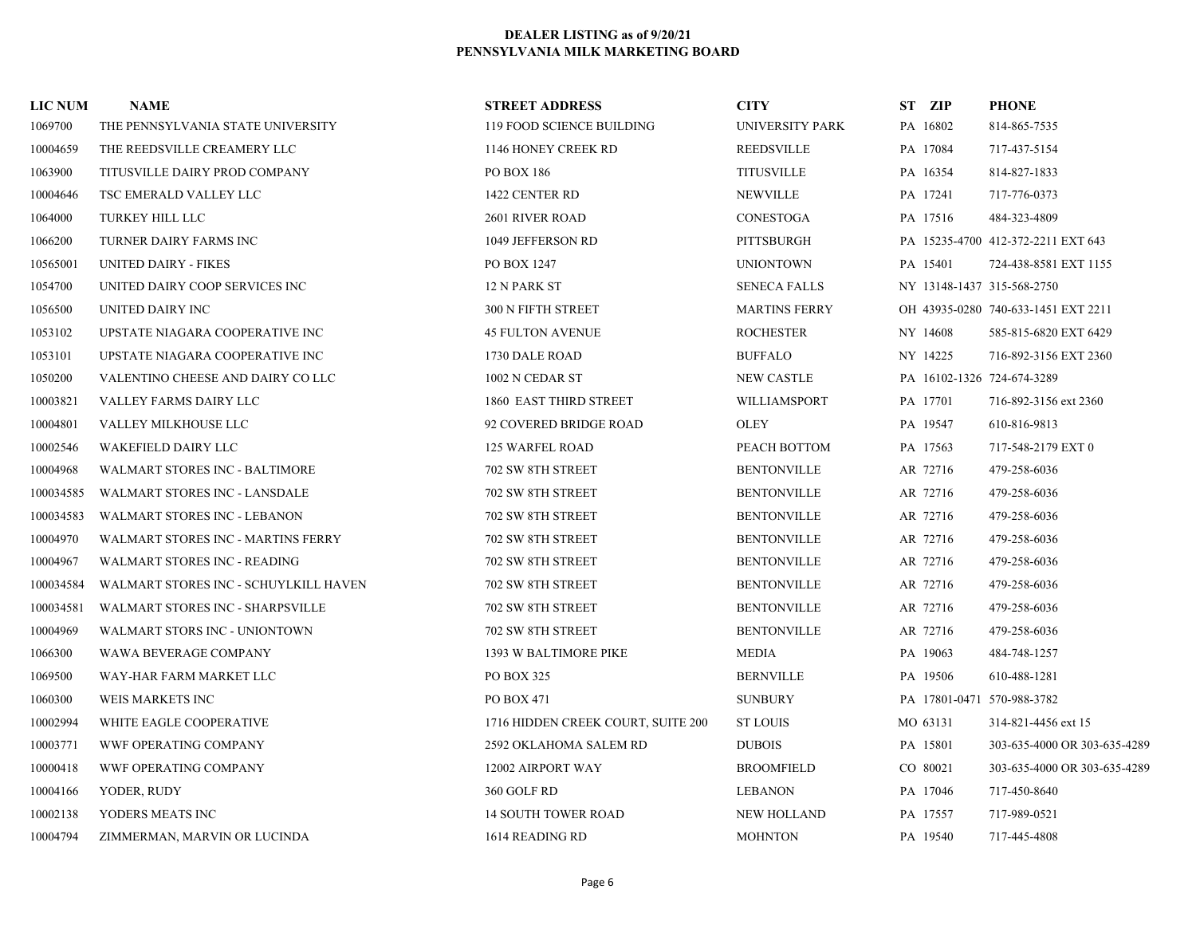**DEALER LISTING as of 9/20/21**
**PENNSYLVANIA MILK MARKETING BOARD**

| LIC NUM | NAME | STREET ADDRESS | CITY | ST | ZIP | PHONE |
|---|---|---|---|---|---|---|
| 1069700 | THE PENNSYLVANIA STATE UNIVERSITY | 119 FOOD SCIENCE BUILDING | UNIVERSITY PARK | PA | 16802 | 814-865-7535 |
| 10004659 | THE REEDSVILLE CREAMERY LLC | 1146 HONEY CREEK RD | REEDSVILLE | PA | 17084 | 717-437-5154 |
| 1063900 | TITUSVILLE DAIRY PROD COMPANY | PO BOX 186 | TITUSVILLE | PA | 16354 | 814-827-1833 |
| 10004646 | TSC EMERALD VALLEY LLC | 1422 CENTER RD | NEWVILLE | PA | 17241 | 717-776-0373 |
| 1064000 | TURKEY HILL LLC | 2601 RIVER ROAD | CONESTOGA | PA | 17516 | 484-323-4809 |
| 1066200 | TURNER DAIRY FARMS INC | 1049 JEFFERSON RD | PITTSBURGH | PA | 15235-4700 | 412-372-2211 EXT 643 |
| 10565001 | UNITED DAIRY - FIKES | PO BOX 1247 | UNIONTOWN | PA | 15401 | 724-438-8581 EXT 1155 |
| 1054700 | UNITED DAIRY COOP SERVICES INC | 12 N PARK ST | SENECA FALLS | NY | 13148-1437 | 315-568-2750 |
| 1056500 | UNITED DAIRY INC | 300 N FIFTH STREET | MARTINS FERRY | OH | 43935-0280 | 740-633-1451 EXT 2211 |
| 1053102 | UPSTATE NIAGARA COOPERATIVE INC | 45 FULTON AVENUE | ROCHESTER | NY | 14608 | 585-815-6820 EXT 6429 |
| 1053101 | UPSTATE NIAGARA COOPERATIVE INC | 1730 DALE ROAD | BUFFALO | NY | 14225 | 716-892-3156 EXT 2360 |
| 1050200 | VALENTINO CHEESE AND DAIRY CO LLC | 1002 N CEDAR ST | NEW CASTLE | PA | 16102-1326 | 724-674-3289 |
| 10003821 | VALLEY FARMS DAIRY LLC | 1860 EAST THIRD STREET | WILLIAMSPORT | PA | 17701 | 716-892-3156 ext 2360 |
| 10004801 | VALLEY MILKHOUSE LLC | 92 COVERED BRIDGE ROAD | OLEY | PA | 19547 | 610-816-9813 |
| 10002546 | WAKEFIELD DAIRY LLC | 125 WARFEL ROAD | PEACH BOTTOM | PA | 17563 | 717-548-2179 EXT 0 |
| 10004968 | WALMART STORES INC - BALTIMORE | 702 SW 8TH STREET | BENTONVILLE | AR | 72716 | 479-258-6036 |
| 100034585 | WALMART STORES INC - LANSDALE | 702 SW 8TH STREET | BENTONVILLE | AR | 72716 | 479-258-6036 |
| 100034583 | WALMART STORES INC - LEBANON | 702 SW 8TH STREET | BENTONVILLE | AR | 72716 | 479-258-6036 |
| 10004970 | WALMART STORES INC - MARTINS FERRY | 702 SW 8TH STREET | BENTONVILLE | AR | 72716 | 479-258-6036 |
| 10004967 | WALMART STORES INC - READING | 702 SW 8TH STREET | BENTONVILLE | AR | 72716 | 479-258-6036 |
| 100034584 | WALMART STORES INC - SCHUYLKILL HAVEN | 702 SW 8TH STREET | BENTONVILLE | AR | 72716 | 479-258-6036 |
| 100034581 | WALMART STORES INC - SHARPSVILLE | 702 SW 8TH STREET | BENTONVILLE | AR | 72716 | 479-258-6036 |
| 10004969 | WALMART STORS INC - UNIONTOWN | 702 SW 8TH STREET | BENTONVILLE | AR | 72716 | 479-258-6036 |
| 1066300 | WAWA BEVERAGE COMPANY | 1393 W BALTIMORE PIKE | MEDIA | PA | 19063 | 484-748-1257 |
| 1069500 | WAY-HAR FARM MARKET LLC | PO BOX 325 | BERNVILLE | PA | 19506 | 610-488-1281 |
| 1060300 | WEIS MARKETS INC | PO BOX 471 | SUNBURY | PA | 17801-0471 | 570-988-3782 |
| 10002994 | WHITE EAGLE COOPERATIVE | 1716 HIDDEN CREEK COURT, SUITE 200 | ST LOUIS | MO | 63131 | 314-821-4456 ext 15 |
| 10003771 | WWF OPERATING COMPANY | 2592 OKLAHOMA SALEM RD | DUBOIS | PA | 15801 | 303-635-4000 OR 303-635-4289 |
| 10000418 | WWF OPERATING COMPANY | 12002 AIRPORT WAY | BROOMFIELD | CO | 80021 | 303-635-4000 OR 303-635-4289 |
| 10004166 | YODER, RUDY | 360 GOLF RD | LEBANON | PA | 17046 | 717-450-8640 |
| 10002138 | YODERS MEATS INC | 14 SOUTH TOWER ROAD | NEW HOLLAND | PA | 17557 | 717-989-0521 |
| 10004794 | ZIMMERMAN, MARVIN OR LUCINDA | 1614 READING RD | MOHNTON | PA | 19540 | 717-445-4808 |